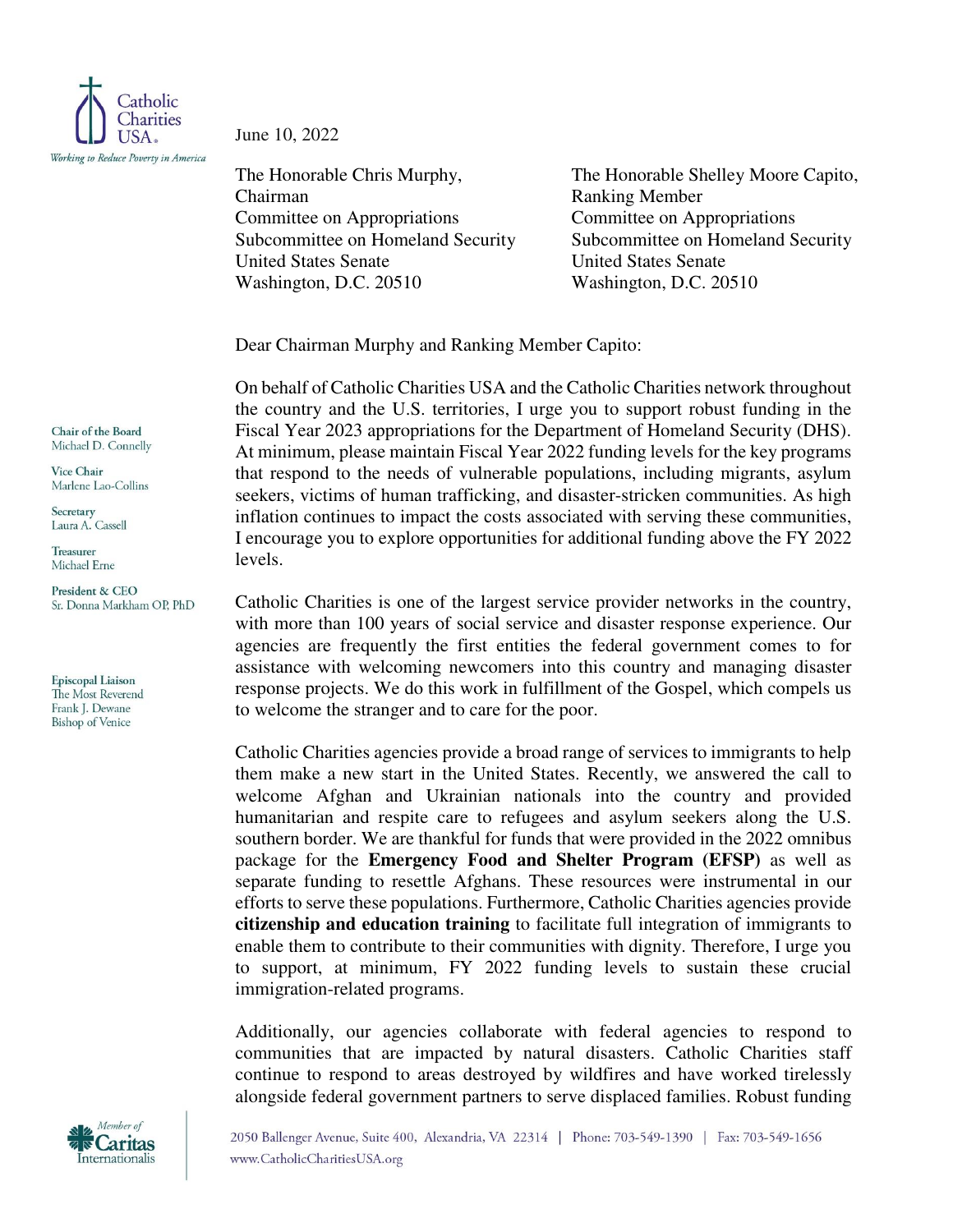Catholic Charities USA

*Working to Reduce Poverty in America*

June 10, 2022

The Honorable Chris Murphy,
Chairman
Committee on Appropriations
Subcommittee on Homeland Security
United States Senate
Washington, D.C. 20510

The Honorable Shelley Moore Capito,
Ranking Member
Committee on Appropriations
Subcommittee on Homeland Security
United States Senate
Washington, D.C. 20510

Chair of the Board
Michael D. Connelly

Vice Chair
Marlene Lao-Collins

Secretary
Laura A. Cassell

Treasurer
Michael Erne

President & CEO
Sr. Donna Markham OP, PhD

Episcopal Liaison
The Most Reverend
Frank J. Dewane
Bishop of Venice

Dear Chairman Murphy and Ranking Member Capito:

On behalf of Catholic Charities USA and the Catholic Charities network throughout the country and the U.S. territories, I urge you to support robust funding in the Fiscal Year 2023 appropriations for the Department of Homeland Security (DHS). At minimum, please maintain Fiscal Year 2022 funding levels for the key programs that respond to the needs of vulnerable populations, including migrants, asylum seekers, victims of human trafficking, and disaster-stricken communities. As high inflation continues to impact the costs associated with serving these communities, I encourage you to explore opportunities for additional funding above the FY 2022 levels.

Catholic Charities is one of the largest service provider networks in the country, with more than 100 years of social service and disaster response experience. Our agencies are frequently the first entities the federal government comes to for assistance with welcoming newcomers into this country and managing disaster response projects. We do this work in fulfillment of the Gospel, which compels us to welcome the stranger and to care for the poor.

Catholic Charities agencies provide a broad range of services to immigrants to help them make a new start in the United States. Recently, we answered the call to welcome Afghan and Ukrainian nationals into the country and provided humanitarian and respite care to refugees and asylum seekers along the U.S. southern border. We are thankful for funds that were provided in the 2022 omnibus package for the **Emergency Food and Shelter Program (EFSP)** as well as separate funding to resettle Afghans. These resources were instrumental in our efforts to serve these populations. Furthermore, Catholic Charities agencies provide **citizenship and education training** to facilitate full integration of immigrants to enable them to contribute to their communities with dignity. Therefore, I urge you to support, at minimum, FY 2022 funding levels to sustain these crucial immigration-related programs.

Additionally, our agencies collaborate with federal agencies to respond to communities that are impacted by natural disasters. Catholic Charities staff continue to respond to areas destroyed by wildfires and have worked tirelessly alongside federal government partners to serve displaced families. Robust funding

Member of Caritas Internationalis

2050 Ballenger Avenue, Suite 400, Alexandria, VA 22314 | Phone: 703-549-1390 | Fax: 703-549-1656
www.CatholicCharitiesUSA.org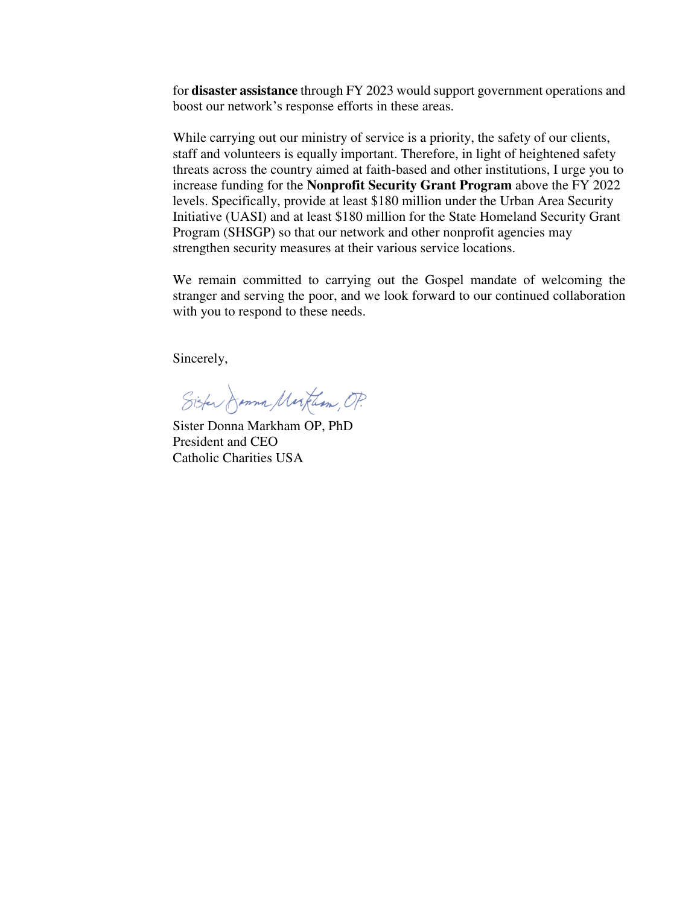for **disaster assistance** through FY 2023 would support government operations and boost our network's response efforts in these areas.

While carrying out our ministry of service is a priority, the safety of our clients, staff and volunteers is equally important. Therefore, in light of heightened safety threats across the country aimed at faith-based and other institutions, I urge you to increase funding for the **Nonprofit Security Grant Program** above the FY 2022 levels. Specifically, provide at least $180 million under the Urban Area Security Initiative (UASI) and at least $180 million for the State Homeland Security Grant Program (SHSGP) so that our network and other nonprofit agencies may strengthen security measures at their various service locations.

We remain committed to carrying out the Gospel mandate of welcoming the stranger and serving the poor, and we look forward to our continued collaboration with you to respond to these needs.

Sincerely,

Sister Donna Markham, OP.

Sister Donna Markham OP, PhD
President and CEO
Catholic Charities USA